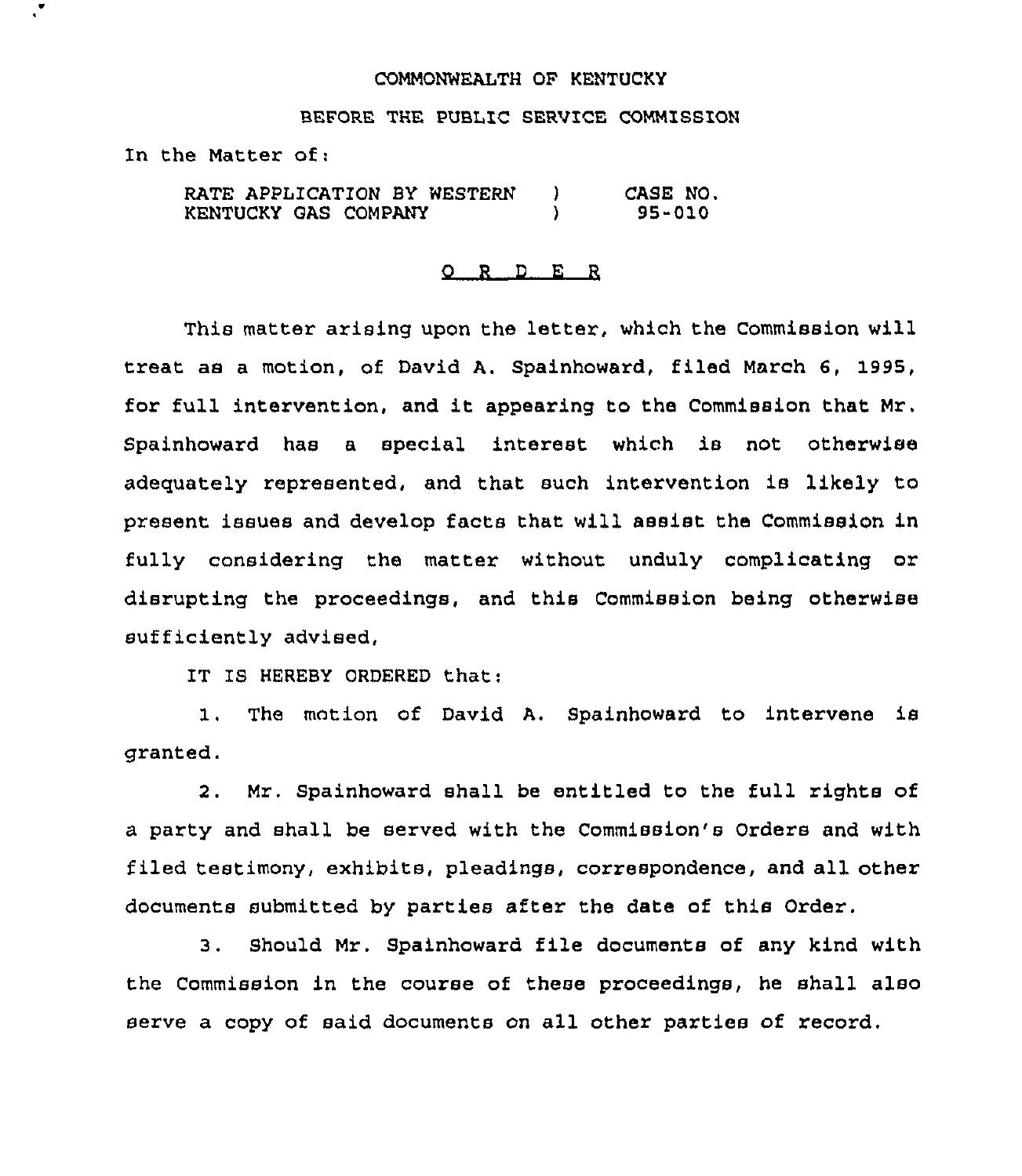COMMONWEALTH OF KENTUCKY

BEFORE THE PUBLIC SERVICE COMMISSION

In the Matter of:

| RATE APPLICATION BY WESTERN KENTUCKY GAS COMPANY | ) ) | CASE NO. 95-010 |
|---|---|---|

# O R D E R

This matter arising upon the letter, which the Commission will treat as a motion, of David A. Spainhoward, filed March 6, 1995, for full intervention, and it appearing to the Commission that Mr. Spainhoward has a special interest which is not otherwise adequately represented, and that such intervention is likely to present issues and develop facts that will assist the Commission in fully considering the matter without unduly complicating or disrupting the proceedings, and this Commission being otherwise sufficiently advised,

IT IS HEREBY ORDERED that:

1. The motion of David A. Spainhoward to intervene is granted.

2. Mr. Spainhoward shall be entitled to the full rights of a party and shall be served with the Commission's Orders and with filed testimony, exhibits, pleadings, correspondence, and all other documents submitted by parties after the date of this Order.

3. Should Mr. Spainhoward file documents of any kind with the Commission in the course of these proceedings, he shall also serve a copy of said documents on all other parties of record.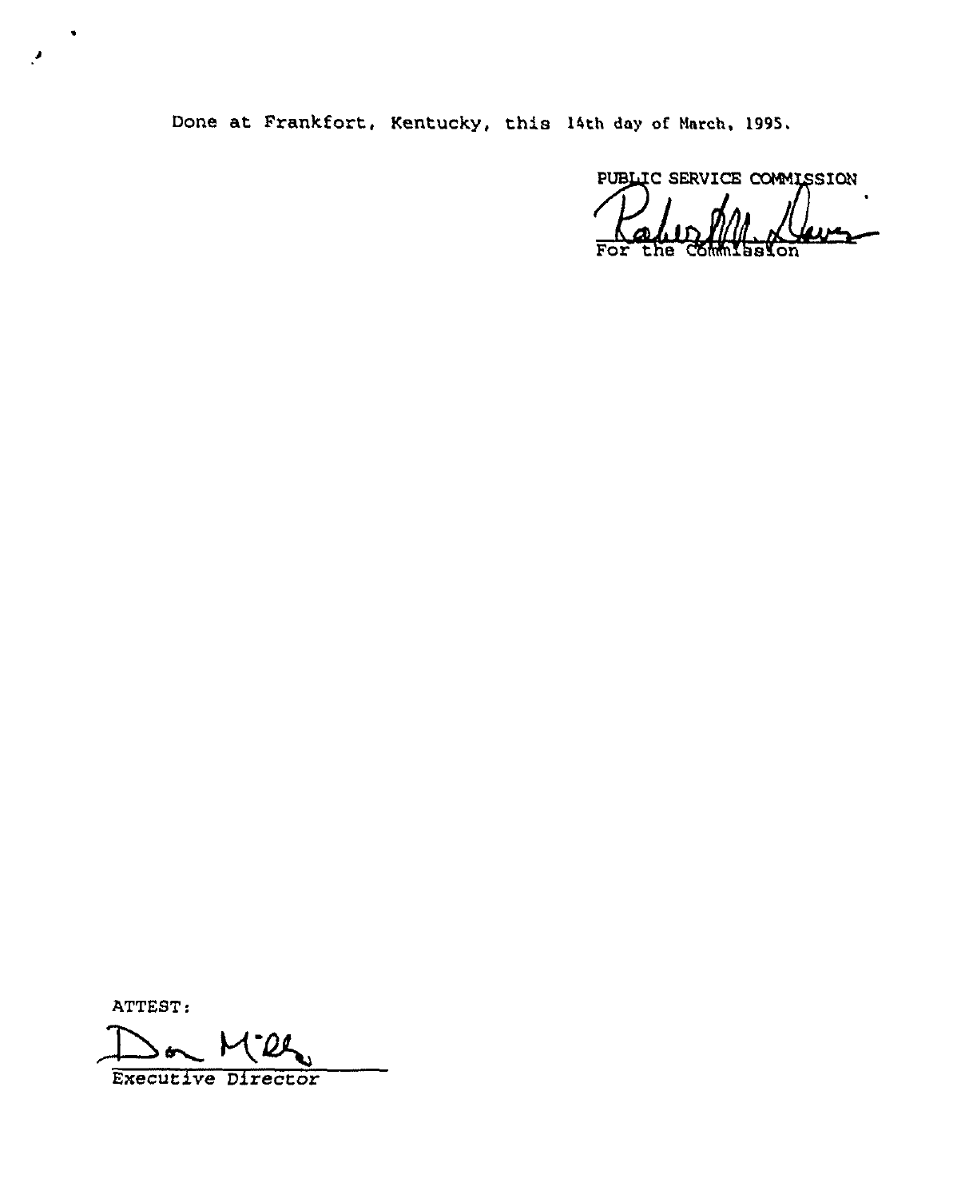Done at Frankfort, Kentucky, this 14th day of March, 1995.

PUBLIC SERVICE COMMISSION

For the Commission

ATTEST:

Executive Director